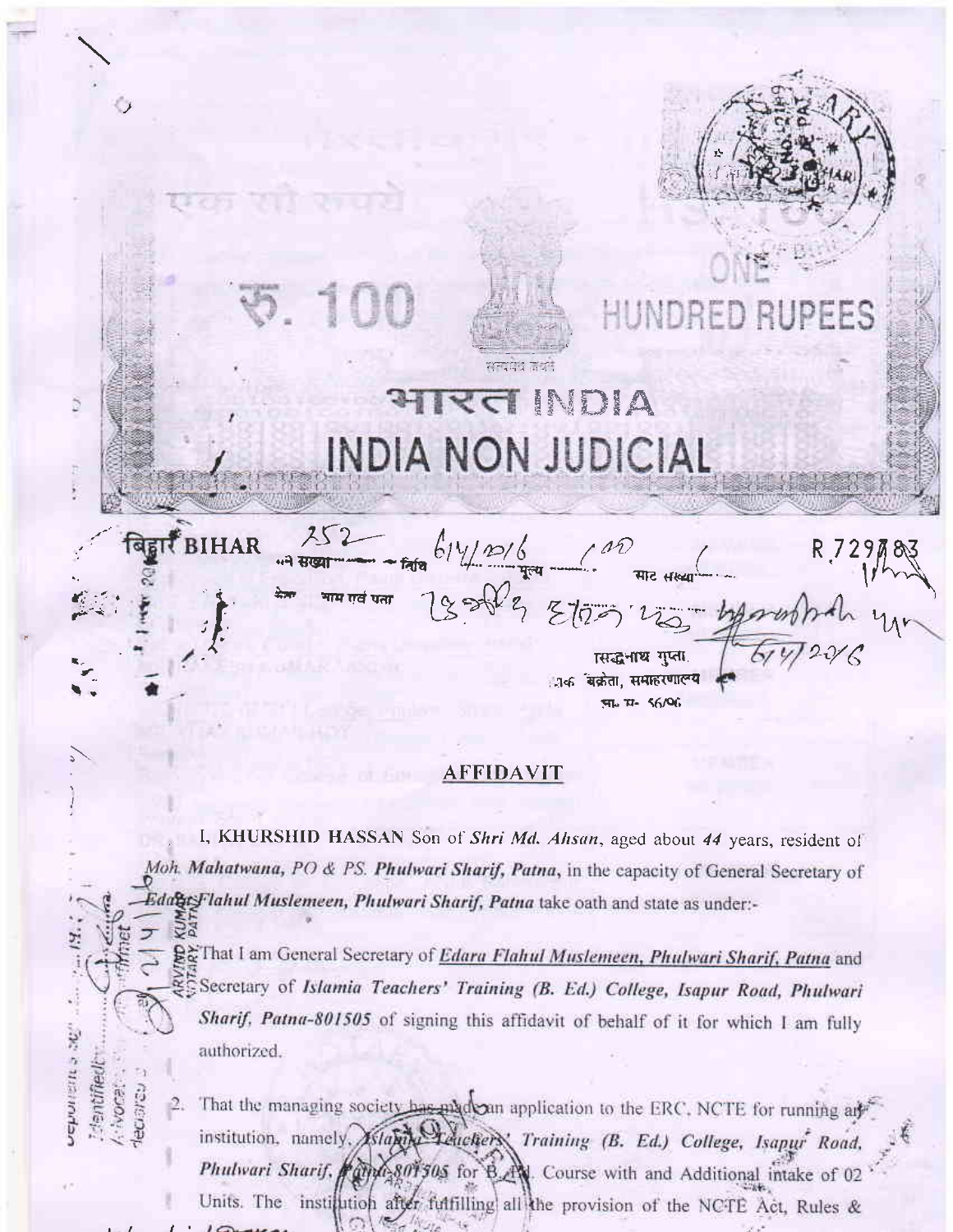एक सौ रुपये

रु. 100

ONE HUNDRED RUPEES

भारत INDIA

INDIA NON JUDICIAL

बिहार BIHAR 252 6/4/2016 100 R 729783

सिद्धनाथ गुप्ता,
मुद्रांक विक्रेता, समाहरणालय

## AFFIDAVIT

I, **KHURSHID HASSAN** Son of *Shri Md. Ahsan*, aged about *44* years, resident of *Moh. Mahatwana, PO & PS. Phulwari Sharif, Patna*, in the capacity of General Secretary of *Edara Flahul Muslemeen, Phulwari Sharif, Patna* take oath and state as under:-

1. That I am General Secretary of ***Edara Flahul Muslemeen, Phulwari Sharif, Patna*** and Secretary of ***Islamia Teachers' Training (B. Ed.) College, Isapur Road, Phulwari Sharif, Patna-801505*** of signing this affidavit of behalf of it for which I am fully authorized.

2. That the managing society has made an application to the ERC, NCTE for running an institution, namely, *Islamia Teachers' Training (B. Ed.) College, Isapur Road, Phulwari Sharif, Patna-801505* for B. Ed. Course with and Additional intake of 02 Units. The institution after fulfilling all the provision of the NCTE Act, Rules &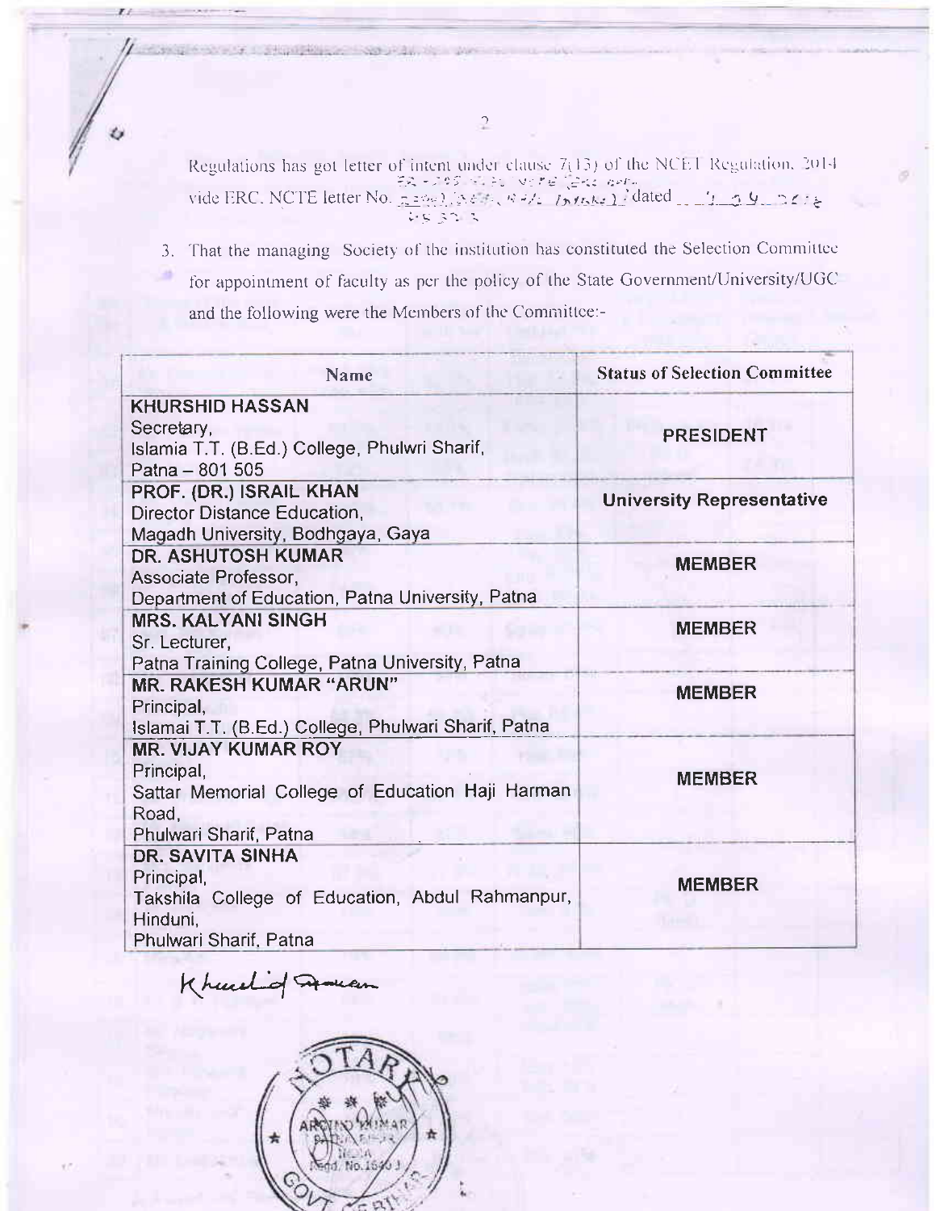Regulations has got letter of intent under clause 7(13) of the NCET Regulation, 2014 vide ERC, NCTE letter No. ________ dated ________

3. That the managing Society of the institution has constituted the Selection Committee for appointment of faculty as per the policy of the State Government/University/UGC and the following were the Members of the Committee:-

| Name | Status of Selection Committee |
|---|---|
| **KHURSHID HASSAN**<br>Secretary,<br>Islamia T.T. (B.Ed.) College, Phulwri Sharif, Patna – 801 505 | **PRESIDENT** |
| **PROF. (DR.) ISRAIL KHAN**<br>Director Distance Education,<br>Magadh University, Bodhgaya, Gaya | **University Representative** |
| **DR. ASHUTOSH KUMAR**<br>Associate Professor,<br>Department of Education, Patna University, Patna | **MEMBER** |
| **MRS. KALYANI SINGH**<br>Sr. Lecturer,<br>Patna Training College, Patna University, Patna | **MEMBER** |
| **MR. RAKESH KUMAR "ARUN"**<br>Principal,<br>Islamai T.T. (B.Ed.) College, Phulwari Sharif, Patna | **MEMBER** |
| **MR. VIJAY KUMAR ROY**<br>Principal,<br>Sattar Memorial College of Education Haji Harman Road,<br>Phulwari Sharif, Patna | **MEMBER** |
| **DR. SAVITA SINHA**<br>Principal,<br>Takshila College of Education, Abdul Rahmanpur, Hinduni,<br>Phulwari Sharif, Patna | **MEMBER** |

Khurshid Hassan

NOTARY
ARVIND KUMAR
PATNA, BIHAR
INDIA
Regd. No. 1640
GOVT. OF BIHAR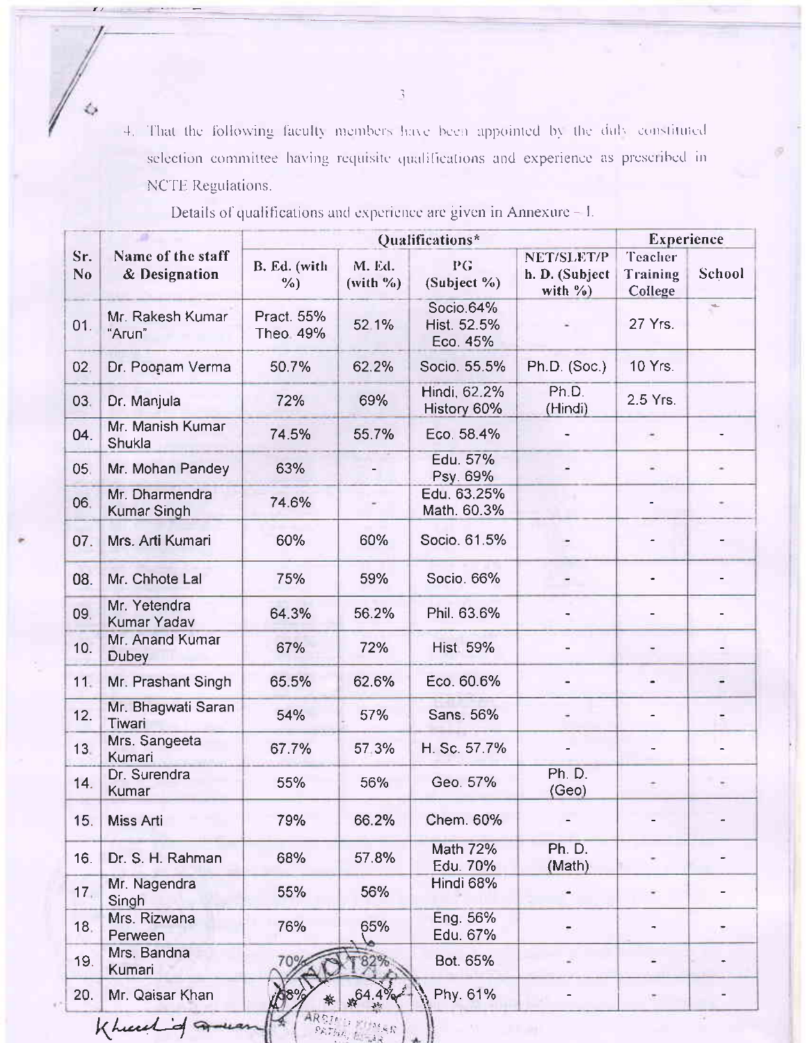4. That the following faculty members have been appointed by the duly constituted selection committee having requisite qualifications and experience as prescribed in NCTE Regulations.

Details of qualifications and experience are given in Annexure – I.

| Sr. No | Name of the staff & Designation | Qualifications* | | | | Experience | |
|---|---|---|---|---|---|---|---|
| | | B. Ed. (with %) | M. Ed. (with %) | PG (Subject %) | NET/SLET/Ph. D. (Subject with %) | Teacher Training College | School |
| 01. | Mr. Rakesh Kumar "Arun" | Pract. 55% Theo. 49% | 52.1% | Socio.64% Hist. 52.5% Eco. 45% | - | 27 Yrs. | |
| 02. | Dr. Poonam Verma | 50.7% | 62.2% | Socio. 55.5% | Ph.D. (Soc.) | 10 Yrs. | |
| 03. | Dr. Manjula | 72% | 69% | Hindi, 62.2% History 60% | Ph.D. (Hindi) | 2.5 Yrs. | |
| 04. | Mr. Manish Kumar Shukla | 74.5% | 55.7% | Eco. 58.4% | - | - | - |
| 05. | Mr. Mohan Pandey | 63% | - | Edu. 57% Psy. 69% | - | - | - |
| 06. | Mr. Dharmendra Kumar Singh | 74.6% | - | Edu. 63.25% Math. 60.3% | | - | - |
| 07. | Mrs. Arti Kumari | 60% | 60% | Socio. 61.5% | - | - | - |
| 08. | Mr. Chhote Lal | 75% | 59% | Socio. 66% | - | - | - |
| 09. | Mr. Yetendra Kumar Yadav | 64.3% | 56.2% | Phil. 63.6% | - | - | - |
| 10. | Mr. Anand Kumar Dubey | 67% | 72% | Hist. 59% | - | - | - |
| 11. | Mr. Prashant Singh | 65.5% | 62.6% | Eco. 60.6% | - | - | - |
| 12. | Mr. Bhagwati Saran Tiwari | 54% | 57% | Sans. 56% | - | - | - |
| 13. | Mrs. Sangeeta Kumari | 67.7% | 57.3% | H. Sc. 57.7% | - | - | - |
| 14. | Dr. Surendra Kumar | 55% | 56% | Geo. 57% | Ph. D. (Geo) | - | - |
| 15. | Miss Arti | 79% | 66.2% | Chem. 60% | - | - | - |
| 16. | Dr. S. H. Rahman | 68% | 57.8% | Math 72% Edu. 70% | Ph. D. (Math) | - | - |
| 17. | Mr. Nagendra Singh | 55% | 56% | Hindi 68% | - | - | - |
| 18. | Mrs. Rizwana Perween | 76% | 65% | Eng. 56% Edu. 67% | - | - | - |
| 19. | Mrs. Bandna Kumari | 70% | 82% | Bot. 65% | - | - | - |
| 20. | Mr. Qaisar Khan | 68% | 64.4% | Phy. 61% | - | - | - |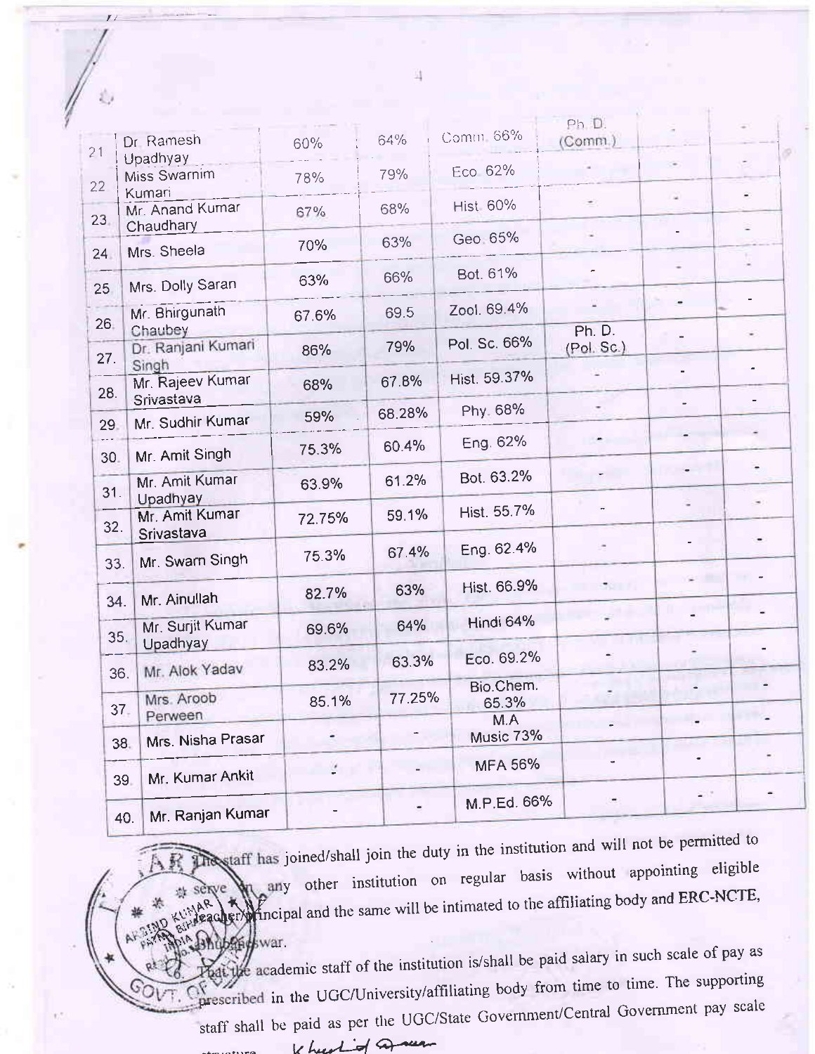| | | | | | | | |
|---|---|---|---|---|---|---|---|
| 21 | Dr. Ramesh Upadhyay | 60% | 64% | Comm. 66% | Ph. D. (Comm.) | - | - |
| 22 | Miss Swarnim Kumari | 78% | 79% | Eco. 62% | - | - | - |
| 23. | Mr. Anand Kumar Chaudhary | 67% | 68% | Hist. 60% | - | - | - |
| 24. | Mrs. Sheela | 70% | 63% | Geo. 65% | - | - | - |
| 25. | Mrs. Dolly Saran | 63% | 66% | Bot. 61% | - | - | - |
| 26. | Mr. Bhirgunath Chaubey | 67.6% | 69.5 | Zool. 69.4% | - | - | - |
| 27. | Dr. Ranjani Kumari Singh | 86% | 79% | Pol. Sc. 66% | Ph. D. (Pol. Sc.) | - | - |
| 28. | Mr. Rajeev Kumar Srivastava | 68% | 67.8% | Hist. 59.37% | - | - | - |
| 29. | Mr. Sudhir Kumar | 59% | 68.28% | Phy. 68% | - | - | - |
| 30. | Mr. Amit Singh | 75.3% | 60.4% | Eng. 62% | - | - | - |
| 31. | Mr. Amit Kumar Upadhyay | 63.9% | 61.2% | Bot. 63.2% | - | - | - |
| 32. | Mr. Amit Kumar Srivastava | 72.75% | 59.1% | Hist. 55.7% | - | - | - |
| 33. | Mr. Swarn Singh | 75.3% | 67.4% | Eng. 62.4% | - | - | - |
| 34. | Mr. Ainullah | 82.7% | 63% | Hist. 66.9% | - | - | - |
| 35. | Mr. Surjit Kumar Upadhyay | 69.6% | 64% | Hindi 64% | - | - | - |
| 36. | Mr. Alok Yadav | 83.2% | 63.3% | Eco. 69.2% | - | - | - |
| 37. | Mrs. Aroob Perween | 85.1% | 77.25% | Bio.Chem. 65.3% | - | - | - |
| 38. | Mrs. Nisha Prasar | - | - | M.A Music 73% | - | - | - |
| 39. | Mr. Kumar Ankit | - | - | MFA 56% | - | - | - |
| 40. | Mr. Ranjan Kumar | - | - | M.P.Ed. 66% | - | - | - |

The staff has joined/shall join the duty in the institution and will not be permitted to serve in any other institution on regular basis without appointing eligible teacher/Principal and the same will be intimated to the affiliating body and ERC-NCTE, Bhubaneswar.

6. That the academic staff of the institution is/shall be paid salary in such scale of pay as prescribed in the UGC/University/affiliating body from time to time. The supporting staff shall be paid as per the UGC/State Government/Central Government pay scale structure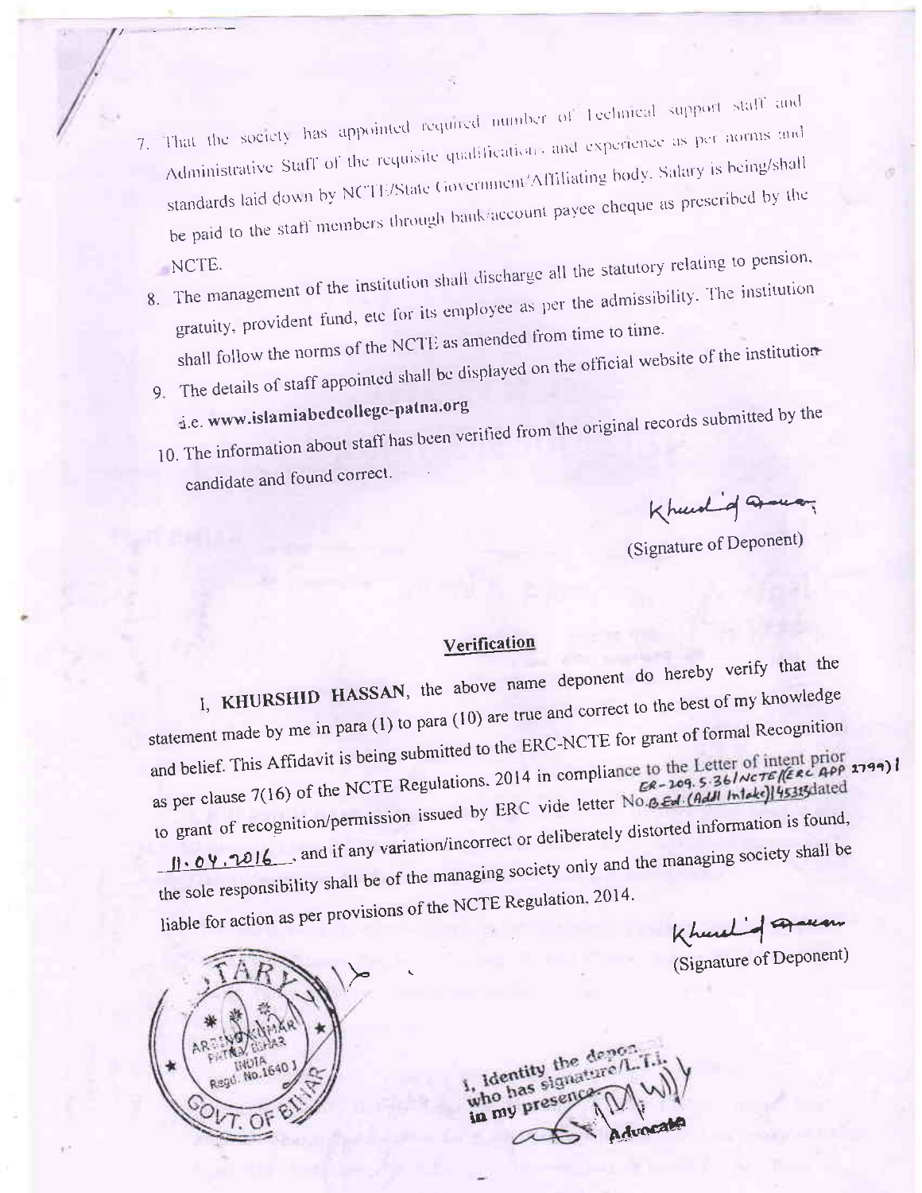7. That the society has appointed required number of Technical support staff and Administrative Staff of the requisite qualification and experience as per norms and standards laid down by NCTE/State Government/Affiliating body. Salary is being/shall be paid to the staff members through bank/account payee cheque as prescribed by the NCTE.
8. The management of the institution shall discharge all the statutory relating to pension, gratuity, provident fund, etc for its employee as per the admissibility. The institution shall follow the norms of the NCTE as amended from time to time.
9. The details of staff appointed shall be displayed on the official website of the institution i.e. **www.islamiabedcollege-patna.org**
10. The information about staff has been verified from the original records submitted by the candidate and found correct.

(Signature of Deponent)

## Verification

I, **KHURSHID HASSAN**, the above name deponent do hereby verify that the statement made by me in para (1) to para (10) are true and correct to the best of my knowledge and belief. This Affidavit is being submitted to the ERC-NCTE for grant of formal Recognition as per clause 7(16) of the NCTE Regulations. 2014 in compliance to the Letter of intent prior to grant of recognition/permission issued by ERC vide letter No. ER-209.5.36/NCTE/(ERC APP 2799)/B.Ed.(Addl Intake)/45313 dated 11.04.2016, and if any variation/incorrect or deliberately distorted information is found, the sole responsibility shall be of the managing society only and the managing society shall be liable for action as per provisions of the NCTE Regulation. 2014.

(Signature of Deponent)

NOTARY
ARBIND KUMAR
PATNA, BIHAR
INDIA
Regd. No.1640
GOVT. OF BIHAR

I, identity the deponent who has signature/L.T.I. in my presence.

Advocate